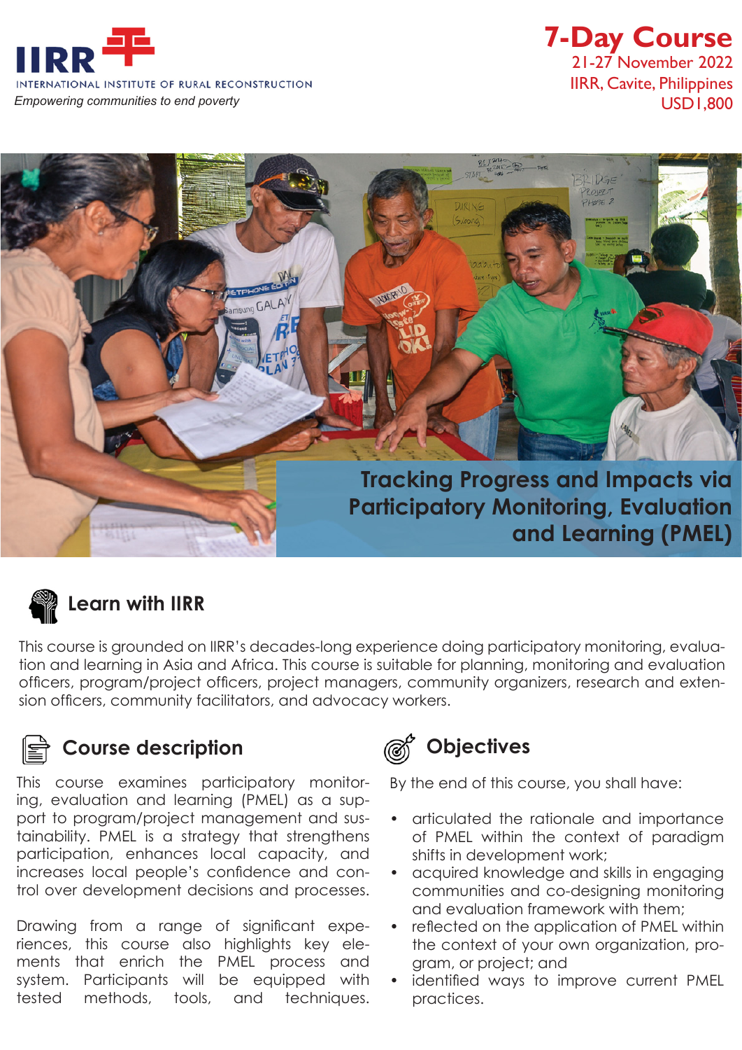**IIRR**

INTERNATIONAL INSTITUTE OF RURAL RECONSTRUCTION

*Empowering communities to end poverty*

**7-Day Course**

21-27 November 2022

IIRR, Cavite, Philippines

USD1,800

# Tracking Progress and Impacts via Participatory Monitoring, Evaluation and Learning (PMEL)

## Learn with IIRR

This course is grounded on IIRR's decades-long experience doing participatory monitoring, evaluation and learning in Asia and Africa. This course is suitable for planning, monitoring and evaluation officers, program/project officers, project managers, community organizers, research and extension officers, community facilitators, and advocacy workers.

## Course description

This course examines participatory monitoring, evaluation and learning (PMEL) as a support to program/project management and sustainability. PMEL is a strategy that strengthens participation, enhances local capacity, and increases local people's confidence and control over development decisions and processes.

Drawing from a range of significant experiences, this course also highlights key elements that enrich the PMEL process and system. Participants will be equipped with tested methods, tools, and techniques.

## Objectives

By the end of this course, you shall have:

- articulated the rationale and importance of PMEL within the context of paradigm shifts in development work;
- acquired knowledge and skills in engaging communities and co-designing monitoring and evaluation framework with them;
- reflected on the application of PMEL within the context of your own organization, program, or project; and
- identified ways to improve current PMEL practices.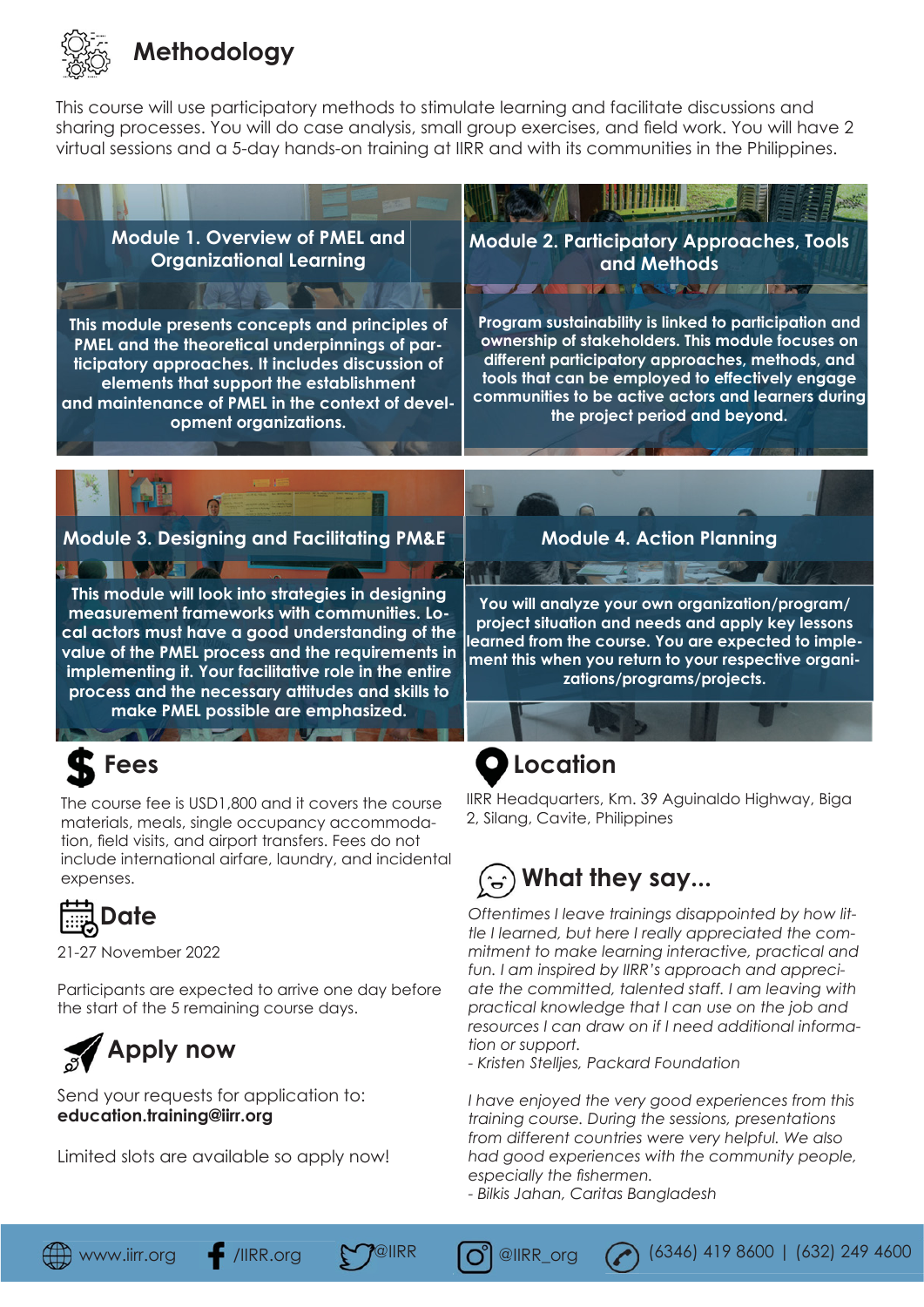# Methodology

This course will use participatory methods to stimulate learning and facilitate discussions and sharing processes. You will do case analysis, small group exercises, and field work. You will have 2 virtual sessions and a 5-day hands-on training at IIRR and with its communities in the Philippines.

### Module 1. Overview of PMEL and Organizational Learning

This module presents concepts and principles of PMEL and the theoretical underpinnings of participatory approaches. It includes discussion of elements that support the establishment and maintenance of PMEL in the context of development organizations.

### Module 2. Participatory Approaches, Tools and Methods

Program sustainability is linked to participation and ownership of stakeholders. This module focuses on different participatory approaches, methods, and tools that can be employed to effectively engage communities to be active actors and learners during the project period and beyond.

### Module 3. Designing and Facilitating PM&E

This module will look into strategies in designing measurement frameworks with communities. Local actors must have a good understanding of the value of the PMEL process and the requirements in implementing it. Your facilitative role in the entire process and the necessary attitudes and skills to make PMEL possible are emphasized.

### Module 4. Action Planning

You will analyze your own organization/program/project situation and needs and apply key lessons learned from the course. You are expected to implement this when you return to your respective organizations/programs/projects.

## Fees

The course fee is USD1,800 and it covers the course materials, meals, single occupancy accommodation, field visits, and airport transfers. Fees do not include international airfare, laundry, and incidental expenses.

## Date

21-27 November 2022

Participants are expected to arrive one day before the start of the 5 remaining course days.

## Apply now

Send your requests for application to:
**education.training@iirr.org**

Limited slots are available so apply now!

## Location

IIRR Headquarters, Km. 39 Aguinaldo Highway, Biga 2, Silang, Cavite, Philippines

## What they say...

*Oftentimes I leave trainings disappointed by how little I learned, but here I really appreciated the commitment to make learning interactive, practical and fun. I am inspired by IIRR's approach and appreciate the committed, talented staff. I am leaving with practical knowledge that I can use on the job and resources I can draw on if I need additional information or support.*
*- Kristen Stelljes, Packard Foundation*

*I have enjoyed the very good experiences from this training course. During the sessions, presentations from different countries were very helpful. We also had good experiences with the community people, especially the fishermen.*
*- Bilkis Jahan, Caritas Bangladesh*

www.iirr.org | /IIRR.org | @IIRR | @IIRR_org | (6346) 419 8600 | (632) 249 4600